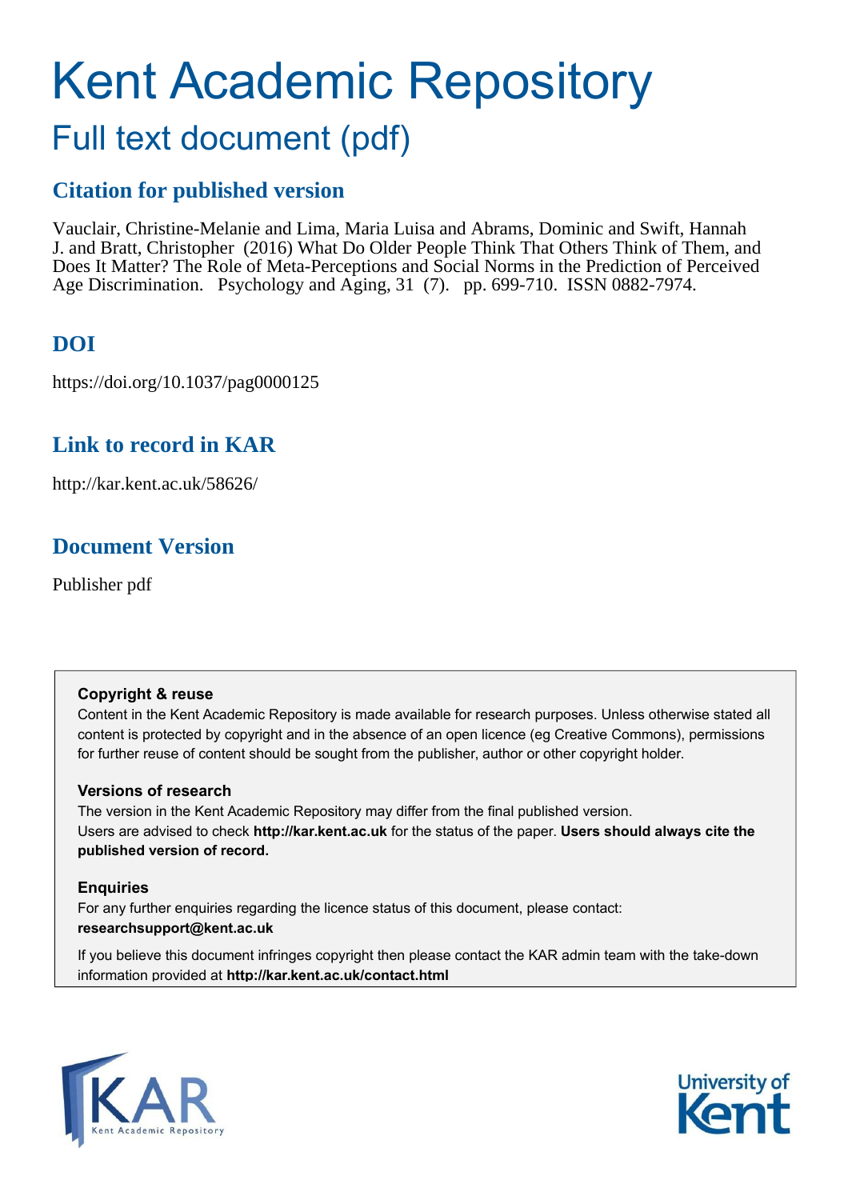# Kent Academic Repository

## Full text document (pdf)

### Citation for published version

Vauclair, Christine-Melanie and Lima, Maria Luisa and Abrams, Dominic and Swift, Hannah J. and Bratt, Christopher (2016) What Do Older People Think That Others Think of Them, and Does It Matter? The Role of Meta-Perceptions and Social Norms in the Prediction of Perceived Age Discrimination. Psychology and Aging, 31 (7). pp. 699-710. ISSN 0882-7974.

### DOI

https://doi.org/10.1037/pag0000125

### Link to record in KAR

http://kar.kent.ac.uk/58626/

### Document Version

Publisher pdf

**Copyright & reuse**

Content in the Kent Academic Repository is made available for research purposes. Unless otherwise stated all content is protected by copyright and in the absence of an open licence (eg Creative Commons), permissions for further reuse of content should be sought from the publisher, author or other copyright holder.

**Versions of research**

The version in the Kent Academic Repository may differ from the final published version. Users are advised to check **http://kar.kent.ac.uk** for the status of the paper. **Users should always cite the published version of record.**

**Enquiries**

For any further enquiries regarding the licence status of this document, please contact: **researchsupport@kent.ac.uk**

If you believe this document infringes copyright then please contact the KAR admin team with the take-down information provided at **http://kar.kent.ac.uk/contact.html**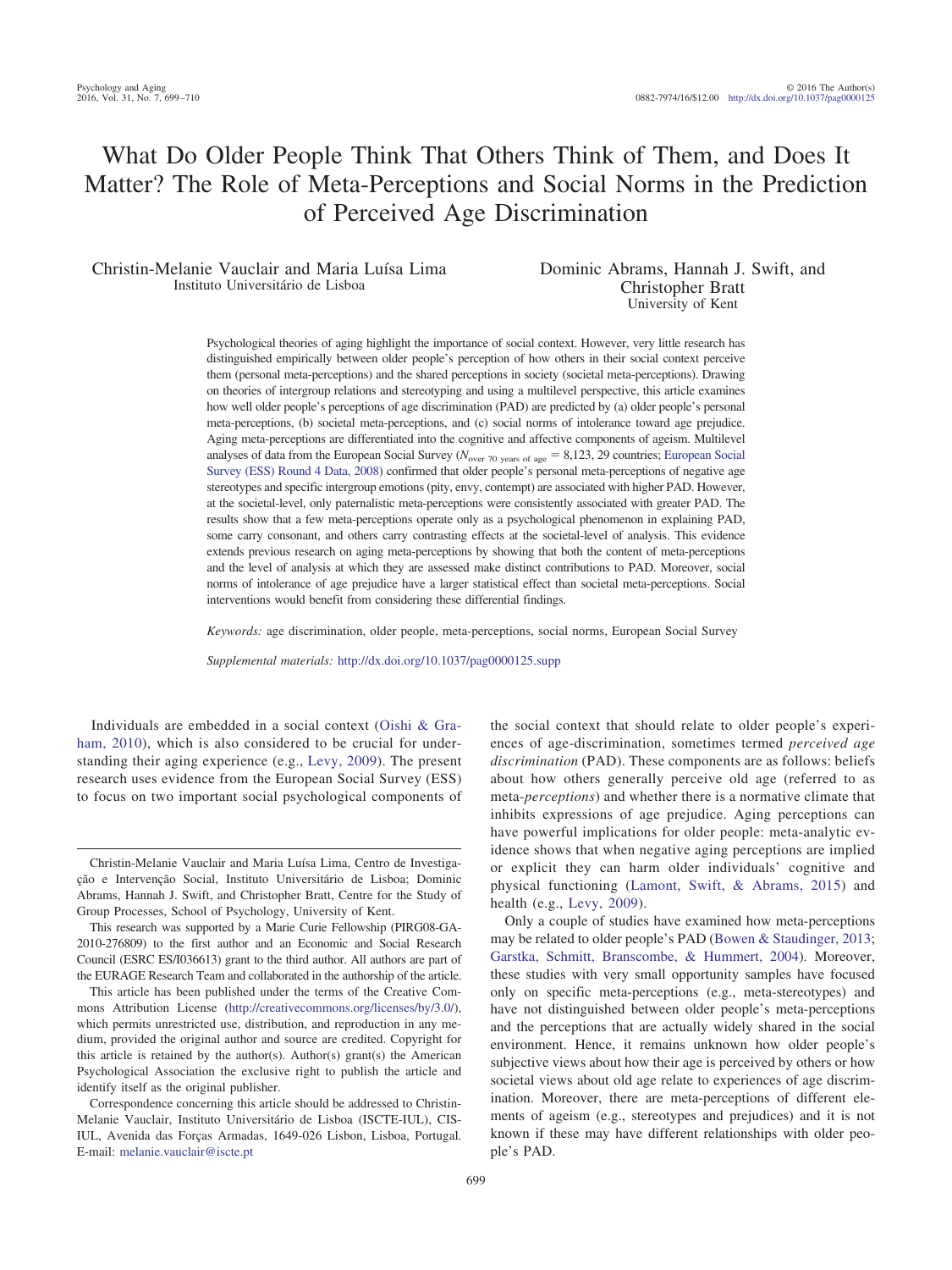# What Do Older People Think That Others Think of Them, and Does It Matter? The Role of Meta-Perceptions and Social Norms in the Prediction of Perceived Age Discrimination

Christin-Melanie Vauclair and Maria Luísa Lima
Instituto Universitário de Lisboa

Dominic Abrams, Hannah J. Swift, and Christopher Bratt
University of Kent

Psychological theories of aging highlight the importance of social context. However, very little research has distinguished empirically between older people's perception of how others in their social context perceive them (personal meta-perceptions) and the shared perceptions in society (societal meta-perceptions). Drawing on theories of intergroup relations and stereotyping and using a multilevel perspective, this article examines how well older people's perceptions of age discrimination (PAD) are predicted by (a) older people's personal meta-perceptions, (b) societal meta-perceptions, and (c) social norms of intolerance toward age prejudice. Aging meta-perceptions are differentiated into the cognitive and affective components of ageism. Multilevel analyses of data from the European Social Survey ($N_{\text{over 70 years of age}} = 8{,}123$, 29 countries; European Social Survey (ESS) Round 4 Data, 2008) confirmed that older people's personal meta-perceptions of negative age stereotypes and specific intergroup emotions (pity, envy, contempt) are associated with higher PAD. However, at the societal-level, only paternalistic meta-perceptions were consistently associated with greater PAD. The results show that a few meta-perceptions operate only as a psychological phenomenon in explaining PAD, some carry consonant, and others carry contrasting effects at the societal-level of analysis. This evidence extends previous research on aging meta-perceptions by showing that both the content of meta-perceptions and the level of analysis at which they are assessed make distinct contributions to PAD. Moreover, social norms of intolerance of age prejudice have a larger statistical effect than societal meta-perceptions. Social interventions would benefit from considering these differential findings.

*Keywords:* age discrimination, older people, meta-perceptions, social norms, European Social Survey

*Supplemental materials:* http://dx.doi.org/10.1037/pag0000125.supp

Individuals are embedded in a social context (Oishi & Graham, 2010), which is also considered to be crucial for understanding their aging experience (e.g., Levy, 2009). The present research uses evidence from the European Social Survey (ESS) to focus on two important social psychological components of the social context that should relate to older people's experiences of age-discrimination, sometimes termed *perceived age discrimination* (PAD). These components are as follows: beliefs about how others generally perceive old age (referred to as meta-*perceptions*) and whether there is a normative climate that inhibits expressions of age prejudice. Aging perceptions can have powerful implications for older people: meta-analytic evidence shows that when negative aging perceptions are implied or explicit they can harm older individuals' cognitive and physical functioning (Lamont, Swift, & Abrams, 2015) and health (e.g., Levy, 2009).

Only a couple of studies have examined how meta-perceptions may be related to older people's PAD (Bowen & Staudinger, 2013; Garstka, Schmitt, Branscombe, & Hummert, 2004). Moreover, these studies with very small opportunity samples have focused only on specific meta-perceptions (e.g., meta-stereotypes) and have not distinguished between older people's meta-perceptions and the perceptions that are actually widely shared in the social environment. Hence, it remains unknown how older people's subjective views about how their age is perceived by others or how societal views about old age relate to experiences of age discrimination. Moreover, there are meta-perceptions of different elements of ageism (e.g., stereotypes and prejudices) and it is not known if these may have different relationships with older people's PAD.

---

Christin-Melanie Vauclair and Maria Luísa Lima, Centro de Investigação e Intervenção Social, Instituto Universitário de Lisboa; Dominic Abrams, Hannah J. Swift, and Christopher Bratt, Centre for the Study of Group Processes, School of Psychology, University of Kent.

This research was supported by a Marie Curie Fellowship (PIRG08-GA-2010-276809) to the first author and an Economic and Social Research Council (ESRC ES/I036613) grant to the third author. All authors are part of the EURAGE Research Team and collaborated in the authorship of the article.

This article has been published under the terms of the Creative Commons Attribution License (http://creativecommons.org/licenses/by/3.0/), which permits unrestricted use, distribution, and reproduction in any medium, provided the original author and source are credited. Copyright for this article is retained by the author(s). Author(s) grant(s) the American Psychological Association the exclusive right to publish the article and identify itself as the original publisher.

Correspondence concerning this article should be addressed to Christin-Melanie Vauclair, Instituto Universitário de Lisboa (ISCTE-IUL), CIS-IUL, Avenida das Forças Armadas, 1649-026 Lisbon, Lisboa, Portugal. E-mail: melanie.vauclair@iscte.pt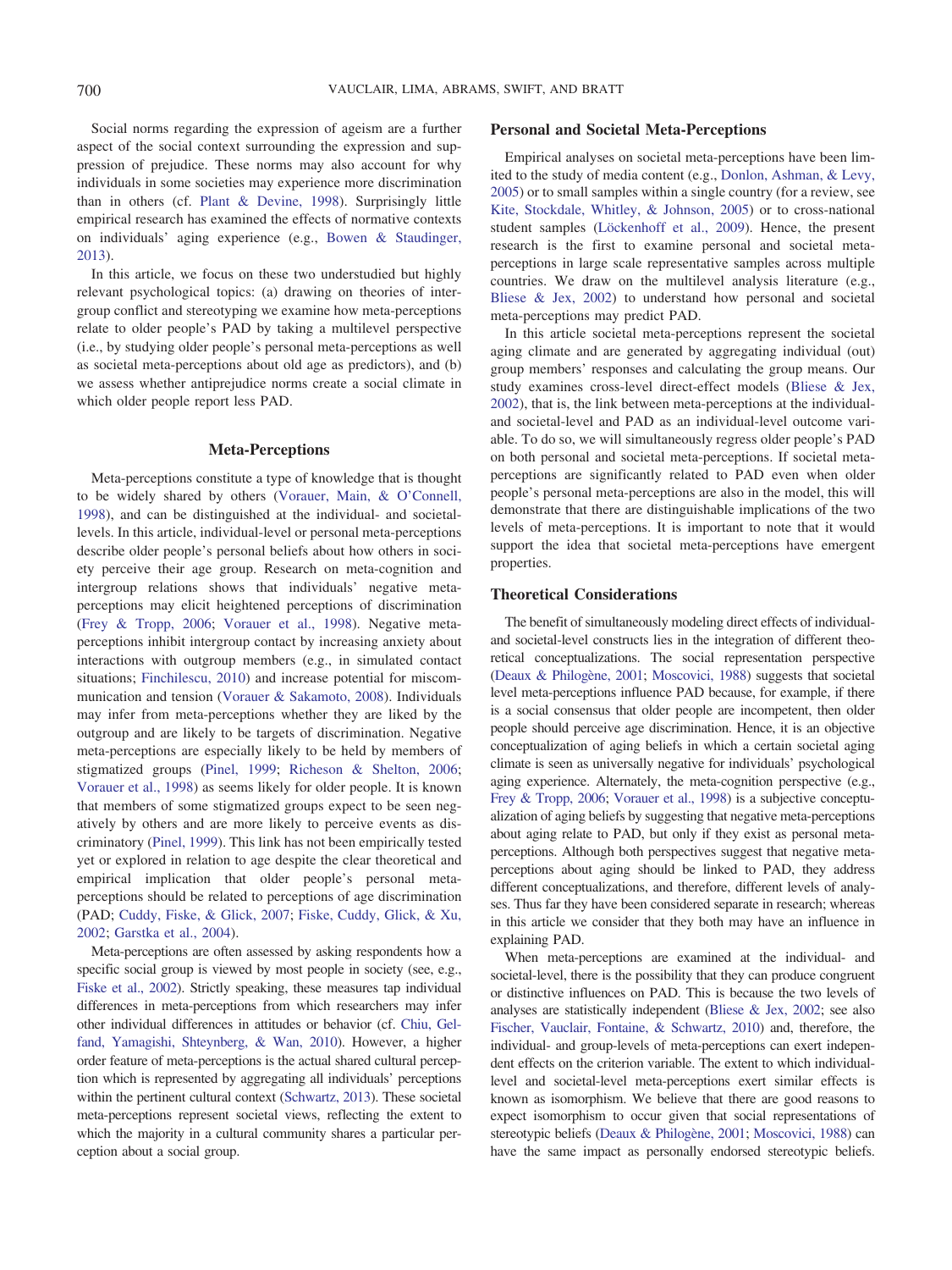Social norms regarding the expression of ageism are a further aspect of the social context surrounding the expression and suppression of prejudice. These norms may also account for why individuals in some societies may experience more discrimination than in others (cf. Plant & Devine, 1998). Surprisingly little empirical research has examined the effects of normative contexts on individuals' aging experience (e.g., Bowen & Staudinger, 2013).

In this article, we focus on these two understudied but highly relevant psychological topics: (a) drawing on theories of intergroup conflict and stereotyping we examine how meta-perceptions relate to older people's PAD by taking a multilevel perspective (i.e., by studying older people's personal meta-perceptions as well as societal meta-perceptions about old age as predictors), and (b) we assess whether antiprejudice norms create a social climate in which older people report less PAD.

## Meta-Perceptions

Meta-perceptions constitute a type of knowledge that is thought to be widely shared by others (Vorauer, Main, & O'Connell, 1998), and can be distinguished at the individual- and societal-levels. In this article, individual-level or personal meta-perceptions describe older people's personal beliefs about how others in society perceive their age group. Research on meta-cognition and intergroup relations shows that individuals' negative meta-perceptions may elicit heightened perceptions of discrimination (Frey & Tropp, 2006; Vorauer et al., 1998). Negative meta-perceptions inhibit intergroup contact by increasing anxiety about interactions with outgroup members (e.g., in simulated contact situations; Finchilescu, 2010) and increase potential for miscommunication and tension (Vorauer & Sakamoto, 2008). Individuals may infer from meta-perceptions whether they are liked by the outgroup and are likely to be targets of discrimination. Negative meta-perceptions are especially likely to be held by members of stigmatized groups (Pinel, 1999; Richeson & Shelton, 2006; Vorauer et al., 1998) as seems likely for older people. It is known that members of some stigmatized groups expect to be seen negatively by others and are more likely to perceive events as discriminatory (Pinel, 1999). This link has not been empirically tested yet or explored in relation to age despite the clear theoretical and empirical implication that older people's personal meta-perceptions should be related to perceptions of age discrimination (PAD; Cuddy, Fiske, & Glick, 2007; Fiske, Cuddy, Glick, & Xu, 2002; Garstka et al., 2004).

Meta-perceptions are often assessed by asking respondents how a specific social group is viewed by most people in society (see, e.g., Fiske et al., 2002). Strictly speaking, these measures tap individual differences in meta-perceptions from which researchers may infer other individual differences in attitudes or behavior (cf. Chiu, Gelfand, Yamagishi, Shteynberg, & Wan, 2010). However, a higher order feature of meta-perceptions is the actual shared cultural perception which is represented by aggregating all individuals' perceptions within the pertinent cultural context (Schwartz, 2013). These societal meta-perceptions represent societal views, reflecting the extent to which the majority in a cultural community shares a particular perception about a social group.

### Personal and Societal Meta-Perceptions

Empirical analyses on societal meta-perceptions have been limited to the study of media content (e.g., Donlon, Ashman, & Levy, 2005) or to small samples within a single country (for a review, see Kite, Stockdale, Whitley, & Johnson, 2005) or to cross-national student samples (Löckenhoff et al., 2009). Hence, the present research is the first to examine personal and societal meta-perceptions in large scale representative samples across multiple countries. We draw on the multilevel analysis literature (e.g., Bliese & Jex, 2002) to understand how personal and societal meta-perceptions may predict PAD.

In this article societal meta-perceptions represent the societal aging climate and are generated by aggregating individual (out) group members' responses and calculating the group means. Our study examines cross-level direct-effect models (Bliese & Jex, 2002), that is, the link between meta-perceptions at the individual- and societal-level and PAD as an individual-level outcome variable. To do so, we will simultaneously regress older people's PAD on both personal and societal meta-perceptions. If societal meta-perceptions are significantly related to PAD even when older people's personal meta-perceptions are also in the model, this will demonstrate that there are distinguishable implications of the two levels of meta-perceptions. It is important to note that it would support the idea that societal meta-perceptions have emergent properties.

### Theoretical Considerations

The benefit of simultaneously modeling direct effects of individual- and societal-level constructs lies in the integration of different theoretical conceptualizations. The social representation perspective (Deaux & Philogène, 2001; Moscovici, 1988) suggests that societal level meta-perceptions influence PAD because, for example, if there is a social consensus that older people are incompetent, then older people should perceive age discrimination. Hence, it is an objective conceptualization of aging beliefs in which a certain societal aging climate is seen as universally negative for individuals' psychological aging experience. Alternately, the meta-cognition perspective (e.g., Frey & Tropp, 2006; Vorauer et al., 1998) is a subjective conceptualization of aging beliefs by suggesting that negative meta-perceptions about aging relate to PAD, but only if they exist as personal meta-perceptions. Although both perspectives suggest that negative meta-perceptions about aging should be linked to PAD, they address different conceptualizations, and therefore, different levels of analyses. Thus far they have been considered separate in research; whereas in this article we consider that they both may have an influence in explaining PAD.

When meta-perceptions are examined at the individual- and societal-level, there is the possibility that they can produce congruent or distinctive influences on PAD. This is because the two levels of analyses are statistically independent (Bliese & Jex, 2002; see also Fischer, Vauclair, Fontaine, & Schwartz, 2010) and, therefore, the individual- and group-levels of meta-perceptions can exert independent effects on the criterion variable. The extent to which individual-level and societal-level meta-perceptions exert similar effects is known as isomorphism. We believe that there are good reasons to expect isomorphism to occur given that social representations of stereotypic beliefs (Deaux & Philogène, 2001; Moscovici, 1988) can have the same impact as personally endorsed stereotypic beliefs.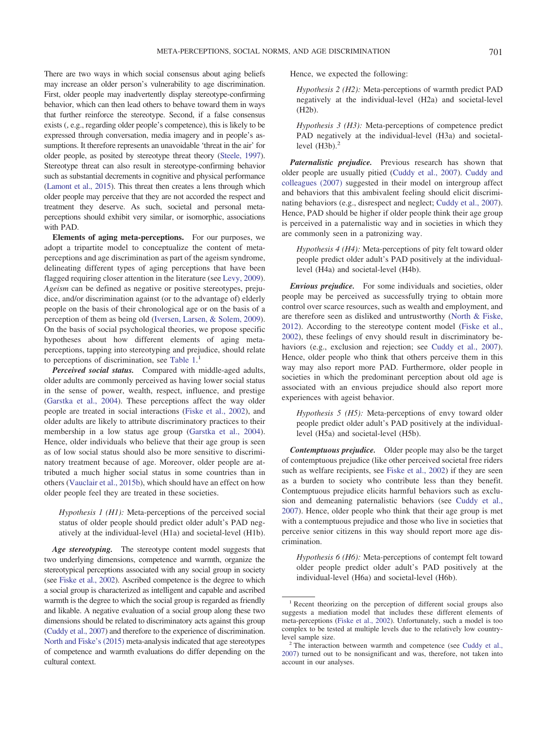There are two ways in which social consensus about aging beliefs may increase an older person's vulnerability to age discrimination. First, older people may inadvertently display stereotype-confirming behavior, which can then lead others to behave toward them in ways that further reinforce the stereotype. Second, if a false consensus exists (, e.g., regarding older people's competence), this is likely to be expressed through conversation, media imagery and in people's assumptions. It therefore represents an unavoidable 'threat in the air' for older people, as posited by stereotype threat theory (Steele, 1997). Stereotype threat can also result in stereotype-confirming behavior such as substantial decrements in cognitive and physical performance (Lamont et al., 2015). This threat then creates a lens through which older people may perceive that they are not accorded the respect and treatment they deserve. As such, societal and personal meta-perceptions should exhibit very similar, or isomorphic, associations with PAD.

**Elements of aging meta-perceptions.** For our purposes, we adopt a tripartite model to conceptualize the content of meta-perceptions and age discrimination as part of the ageism syndrome, delineating different types of aging perceptions that have been flagged requiring closer attention in the literature (see Levy, 2009). *Ageism* can be defined as negative or positive stereotypes, prejudice, and/or discrimination against (or to the advantage of) elderly people on the basis of their chronological age or on the basis of a perception of them as being old (Iversen, Larsen, & Solem, 2009). On the basis of social psychological theories, we propose specific hypotheses about how different elements of aging meta-perceptions, tapping into stereotyping and prejudice, should relate to perceptions of discrimination, see Table 1.[1]

***Perceived social status.*** Compared with middle-aged adults, older adults are commonly perceived as having lower social status in the sense of power, wealth, respect, influence, and prestige (Garstka et al., 2004). These perceptions affect the way older people are treated in social interactions (Fiske et al., 2002), and older adults are likely to attribute discriminatory practices to their membership in a low status age group (Garstka et al., 2004). Hence, older individuals who believe that their age group is seen as of low social status should also be more sensitive to discriminatory treatment because of age. Moreover, older people are attributed a much higher social status in some countries than in others (Vauclair et al., 2015b), which should have an effect on how older people feel they are treated in these societies.

> *Hypothesis 1 (H1):* Meta-perceptions of the perceived social status of older people should predict older adult's PAD negatively at the individual-level (H1a) and societal-level (H1b).

***Age stereotyping.*** The stereotype content model suggests that two underlying dimensions, competence and warmth, organize the stereotypical perceptions associated with any social group in society (see Fiske et al., 2002). Ascribed competence is the degree to which a social group is characterized as intelligent and capable and ascribed warmth is the degree to which the social group is regarded as friendly and likable. A negative evaluation of a social group along these two dimensions should be related to discriminatory acts against this group (Cuddy et al., 2007) and therefore to the experience of discrimination. North and Fiske's (2015) meta-analysis indicated that age stereotypes of competence and warmth evaluations do differ depending on the cultural context.

Hence, we expected the following:

> *Hypothesis 2 (H2):* Meta-perceptions of warmth predict PAD negatively at the individual-level (H2a) and societal-level (H2b).

> *Hypothesis 3 (H3):* Meta-perceptions of competence predict PAD negatively at the individual-level (H3a) and societal-level (H3b).[2]

***Paternalistic prejudice.*** Previous research has shown that older people are usually pitied (Cuddy et al., 2007). Cuddy and colleagues (2007) suggested in their model on intergroup affect and behaviors that this ambivalent feeling should elicit discriminating behaviors (e.g., disrespect and neglect; Cuddy et al., 2007). Hence, PAD should be higher if older people think their age group is perceived in a paternalistic way and in societies in which they are commonly seen in a patronizing way.

> *Hypothesis 4 (H4):* Meta-perceptions of pity felt toward older people predict older adult's PAD positively at the individual-level (H4a) and societal-level (H4b).

***Envious prejudice.*** For some individuals and societies, older people may be perceived as successfully trying to obtain more control over scarce resources, such as wealth and employment, and are therefore seen as disliked and untrustworthy (North & Fiske, 2012). According to the stereotype content model (Fiske et al., 2002), these feelings of envy should result in discriminatory behaviors (e.g., exclusion and rejection; see Cuddy et al., 2007). Hence, older people who think that others perceive them in this way may also report more PAD. Furthermore, older people in societies in which the predominant perception about old age is associated with an envious prejudice should also report more experiences with ageist behavior.

> *Hypothesis 5 (H5):* Meta-perceptions of envy toward older people predict older adult's PAD positively at the individual-level (H5a) and societal-level (H5b).

***Contemptuous prejudice.*** Older people may also be the target of contemptuous prejudice (like other perceived societal free riders such as welfare recipients, see Fiske et al., 2002) if they are seen as a burden to society who contribute less than they benefit. Contemptuous prejudice elicits harmful behaviors such as exclusion and demeaning paternalistic behaviors (see Cuddy et al., 2007). Hence, older people who think that their age group is met with a contemptuous prejudice and those who live in societies that perceive senior citizens in this way should report more age discrimination.

> *Hypothesis 6 (H6):* Meta-perceptions of contempt felt toward older people predict older adult's PAD positively at the individual-level (H6a) and societal-level (H6b).

---

[1] Recent theorizing on the perception of different social groups also suggests a mediation model that includes these different elements of meta-perceptions (Fiske et al., 2002). Unfortunately, such a model is too complex to be tested at multiple levels due to the relatively low country-level sample size.

[2] The interaction between warmth and competence (see Cuddy et al., 2007) turned out to be nonsignificant and was, therefore, not taken into account in our analyses.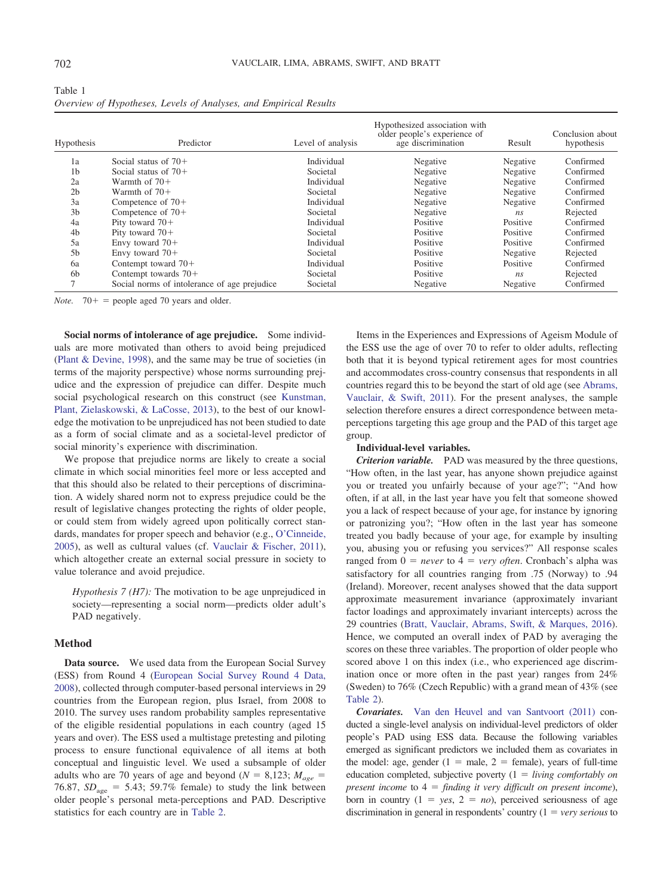Table 1
*Overview of Hypotheses, Levels of Analyses, and Empirical Results*

| Hypothesis | Predictor | Level of analysis | Hypothesized association with older people's experience of age discrimination | Result | Conclusion about hypothesis |
|---|---|---|---|---|---|
| 1a | Social status of 70+ | Individual | Negative | Negative | Confirmed |
| 1b | Social status of 70+ | Societal | Negative | Negative | Confirmed |
| 2a | Warmth of 70+ | Individual | Negative | Negative | Confirmed |
| 2b | Warmth of 70+ | Societal | Negative | Negative | Confirmed |
| 3a | Competence of 70+ | Individual | Negative | Negative | Confirmed |
| 3b | Competence of 70+ | Societal | Negative | *ns* | Rejected |
| 4a | Pity toward 70+ | Individual | Positive | Positive | Confirmed |
| 4b | Pity toward 70+ | Societal | Positive | Positive | Confirmed |
| 5a | Envy toward 70+ | Individual | Positive | Positive | Confirmed |
| 5b | Envy toward 70+ | Societal | Positive | Negative | Rejected |
| 6a | Contempt toward 70+ | Individual | Positive | Positive | Confirmed |
| 6b | Contempt towards 70+ | Societal | Positive | *ns* | Rejected |
| 7 | Social norms of intolerance of age prejudice | Societal | Negative | Negative | Confirmed |

*Note.* 70+ = people aged 70 years and older.

**Social norms of intolerance of age prejudice.** Some individuals are more motivated than others to avoid being prejudiced (Plant & Devine, 1998), and the same may be true of societies (in terms of the majority perspective) whose norms surrounding prejudice and the expression of prejudice can differ. Despite much social psychological research on this construct (see Kunstman, Plant, Zielaskowski, & LaCosse, 2013), to the best of our knowledge the motivation to be unprejudiced has not been studied to date as a form of social climate and as a societal-level predictor of social minority's experience with discrimination.

We propose that prejudice norms are likely to create a social climate in which social minorities feel more or less accepted and that this should also be related to their perceptions of discrimination. A widely shared norm not to express prejudice could be the result of legislative changes protecting the rights of older people, or could stem from widely agreed upon politically correct standards, mandates for proper speech and behavior (e.g., O'Cinneide, 2005), as well as cultural values (cf. Vauclair & Fischer, 2011), which altogether create an external social pressure in society to value tolerance and avoid prejudice.

> *Hypothesis 7 (H7):* The motivation to be age unprejudiced in society—representing a social norm—predicts older adult's PAD negatively.

## Method

**Data source.** We used data from the European Social Survey (ESS) from Round 4 (European Social Survey Round 4 Data, 2008), collected through computer-based personal interviews in 29 countries from the European region, plus Israel, from 2008 to 2010. The survey uses random probability samples representative of the eligible residential populations in each country (aged 15 years and over). The ESS used a multistage pretesting and piloting process to ensure functional equivalence of all items at both conceptual and linguistic level. We used a subsample of older adults who are 70 years of age and beyond ($N = 8{,}123$; $M_{age} = 76.87$, $SD_{age} = 5.43$; 59.7% female) to study the link between older people's personal meta-perceptions and PAD. Descriptive statistics for each country are in Table 2.

Items in the Experiences and Expressions of Ageism Module of the ESS use the age of over 70 to refer to older adults, reflecting both that it is beyond typical retirement ages for most countries and accommodates cross-country consensus that respondents in all countries regard this to be beyond the start of old age (see Abrams, Vauclair, & Swift, 2011). For the present analyses, the sample selection therefore ensures a direct correspondence between meta-perceptions targeting this age group and the PAD of this target age group.

**Individual-level variables.**

***Criterion variable.*** PAD was measured by the three questions, "How often, in the last year, has anyone shown prejudice against you or treated you unfairly because of your age?"; "And how often, if at all, in the last year have you felt that someone showed you a lack of respect because of your age, for instance by ignoring or patronizing you?"; "How often in the last year has someone treated you badly because of your age, for example by insulting you, abusing you or refusing you services?" All response scales ranged from 0 = *never* to 4 = *very often*. Cronbach's alpha was satisfactory for all countries ranging from .75 (Norway) to .94 (Ireland). Moreover, recent analyses showed that the data support approximate measurement invariance (approximately invariant factor loadings and approximately invariant intercepts) across the 29 countries (Bratt, Vauclair, Abrams, Swift, & Marques, 2016). Hence, we computed an overall index of PAD by averaging the scores on these three variables. The proportion of older people who scored above 1 on this index (i.e., who experienced age discrimination once or more often in the past year) ranges from 24% (Sweden) to 76% (Czech Republic) with a grand mean of 43% (see Table 2).

***Covariates.*** Van den Heuvel and van Santvoort (2011) conducted a single-level analysis on individual-level predictors of older people's PAD using ESS data. Because the following variables emerged as significant predictors we included them as covariates in the model: age, gender (1 = male, 2 = female), years of full-time education completed, subjective poverty (1 = *living comfortably on present income* to 4 = *finding it very difficult on present income*), born in country (1 = *yes*, 2 = *no*), perceived seriousness of age discrimination in general in respondents' country (1 = *very serious* to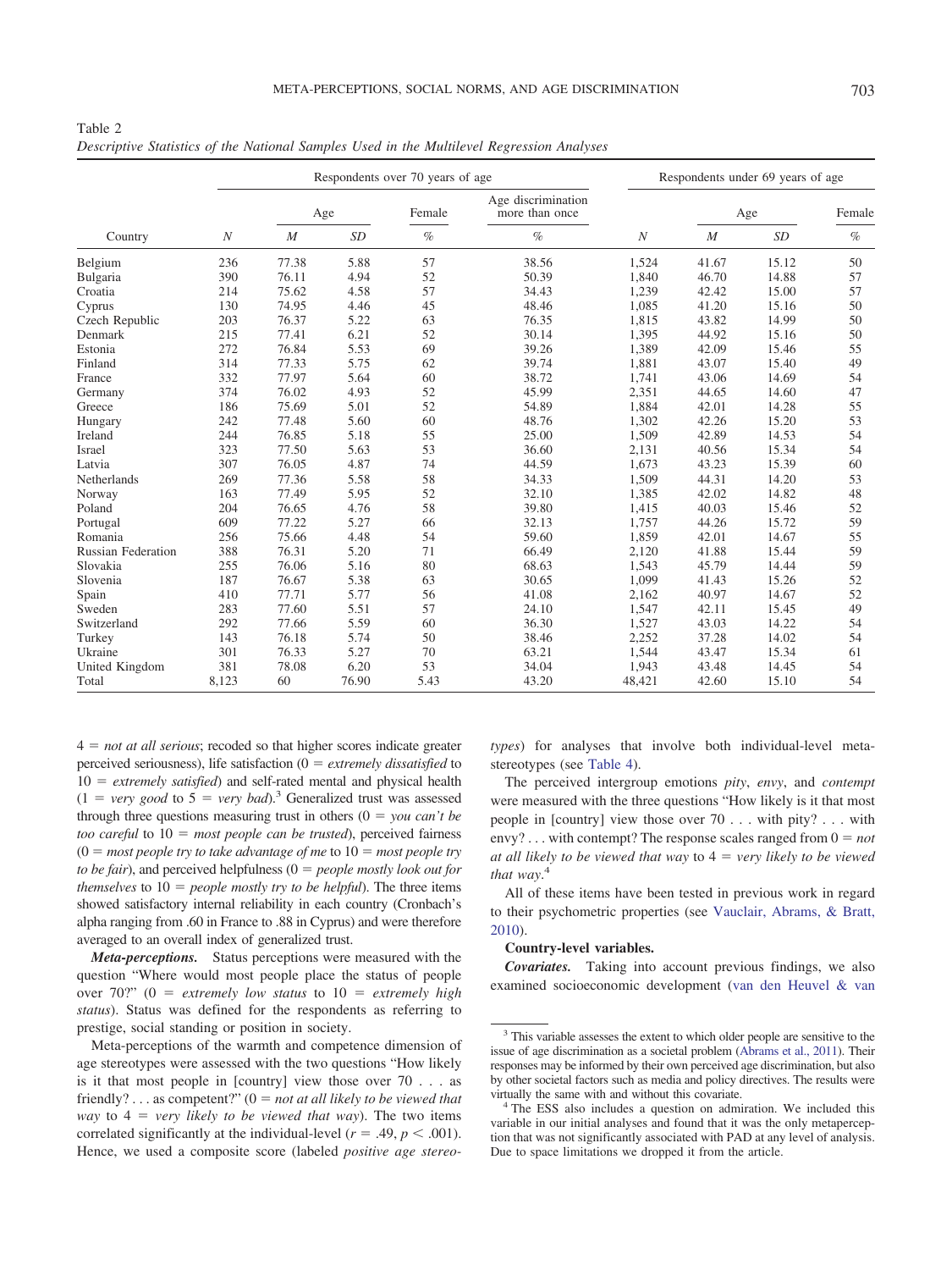Table 2
*Descriptive Statistics of the National Samples Used in the Multilevel Regression Analyses*

| | Respondents over 70 years of age | | | | | Respondents under 69 years of age | | | |
|---|---|---|---|---|---|---|---|---|---|
| | | Age | | Female | Age discrimination more than once | | Age | | Female |
| Country | *N* | *M* | *SD* | % | % | *N* | *M* | *SD* | % |
| Belgium | 236 | 77.38 | 5.88 | 57 | 38.56 | 1,524 | 41.67 | 15.12 | 50 |
| Bulgaria | 390 | 76.11 | 4.94 | 52 | 50.39 | 1,840 | 46.70 | 14.88 | 57 |
| Croatia | 214 | 75.62 | 4.58 | 57 | 34.43 | 1,239 | 42.42 | 15.00 | 57 |
| Cyprus | 130 | 74.95 | 4.46 | 45 | 48.46 | 1,085 | 41.20 | 15.16 | 50 |
| Czech Republic | 203 | 76.37 | 5.22 | 63 | 76.35 | 1,815 | 43.82 | 14.99 | 50 |
| Denmark | 215 | 77.41 | 6.21 | 52 | 30.14 | 1,395 | 44.92 | 15.16 | 50 |
| Estonia | 272 | 76.84 | 5.53 | 69 | 39.26 | 1,389 | 42.09 | 15.46 | 55 |
| Finland | 314 | 77.33 | 5.75 | 62 | 39.74 | 1,881 | 43.07 | 15.40 | 49 |
| France | 332 | 77.97 | 5.64 | 60 | 38.72 | 1,741 | 43.06 | 14.69 | 54 |
| Germany | 374 | 76.02 | 4.93 | 52 | 45.99 | 2,351 | 44.65 | 14.60 | 47 |
| Greece | 186 | 75.69 | 5.01 | 52 | 54.89 | 1,884 | 42.01 | 14.28 | 55 |
| Hungary | 242 | 77.48 | 5.60 | 60 | 48.76 | 1,302 | 42.26 | 15.20 | 53 |
| Ireland | 244 | 76.85 | 5.18 | 55 | 25.00 | 1,509 | 42.89 | 14.53 | 54 |
| Israel | 323 | 77.50 | 5.63 | 53 | 36.60 | 2,131 | 40.56 | 15.34 | 54 |
| Latvia | 307 | 76.05 | 4.87 | 74 | 44.59 | 1,673 | 43.23 | 15.39 | 60 |
| Netherlands | 269 | 77.36 | 5.58 | 58 | 34.33 | 1,509 | 44.31 | 14.20 | 53 |
| Norway | 163 | 77.49 | 5.95 | 52 | 32.10 | 1,385 | 42.02 | 14.82 | 48 |
| Poland | 204 | 76.65 | 4.76 | 58 | 39.80 | 1,415 | 40.03 | 15.46 | 52 |
| Portugal | 609 | 77.22 | 5.27 | 66 | 32.13 | 1,757 | 44.26 | 15.72 | 59 |
| Romania | 256 | 75.66 | 4.48 | 54 | 59.60 | 1,859 | 42.01 | 14.67 | 55 |
| Russian Federation | 388 | 76.31 | 5.20 | 71 | 66.49 | 2,120 | 41.88 | 15.44 | 59 |
| Slovakia | 255 | 76.06 | 5.16 | 80 | 68.63 | 1,543 | 45.79 | 14.44 | 59 |
| Slovenia | 187 | 76.67 | 5.38 | 63 | 30.65 | 1,099 | 41.43 | 15.26 | 52 |
| Spain | 410 | 77.71 | 5.77 | 56 | 41.08 | 2,162 | 40.97 | 14.67 | 52 |
| Sweden | 283 | 77.60 | 5.51 | 57 | 24.10 | 1,547 | 42.11 | 15.45 | 49 |
| Switzerland | 292 | 77.66 | 5.59 | 60 | 36.30 | 1,527 | 43.03 | 14.22 | 54 |
| Turkey | 143 | 76.18 | 5.74 | 50 | 38.46 | 2,252 | 37.28 | 14.02 | 54 |
| Ukraine | 301 | 76.33 | 5.27 | 70 | 63.21 | 1,544 | 43.47 | 15.34 | 61 |
| United Kingdom | 381 | 78.08 | 6.20 | 53 | 34.04 | 1,943 | 43.48 | 14.45 | 54 |
| Total | 8,123 | 60 | 76.90 | 5.43 | 43.20 | 48,421 | 42.60 | 15.10 | 54 |

4 = *not at all serious*; recoded so that higher scores indicate greater perceived seriousness), life satisfaction (0 = *extremely dissatisfied* to 10 = *extremely satisfied*) and self-rated mental and physical health (1 = *very good* to 5 = *very bad*).[3] Generalized trust was assessed through three questions measuring trust in others (0 = *you can't be too careful* to 10 = *most people can be trusted*), perceived fairness (0 = *most people try to take advantage of me* to 10 = *most people try to be fair*), and perceived helpfulness (0 = *people mostly look out for themselves* to 10 = *people mostly try to be helpful*). The three items showed satisfactory internal reliability in each country (Cronbach's alpha ranging from .60 in France to .88 in Cyprus) and were therefore averaged to an overall index of generalized trust.

***Meta-perceptions.*** Status perceptions were measured with the question "Where would most people place the status of people over 70?" (0 = *extremely low status* to 10 = *extremely high status*). Status was defined for the respondents as referring to prestige, social standing or position in society.

Meta-perceptions of the warmth and competence dimension of age stereotypes were assessed with the two questions "How likely is it that most people in [country] view those over 70 . . . as friendly? . . . as competent?" (0 = *not at all likely to be viewed that way* to 4 = *very likely to be viewed that way*). The two items correlated significantly at the individual-level ($r = .49$, $p < .001$). Hence, we used a composite score (labeled *positive age stereotypes*) for analyses that involve both individual-level meta-stereotypes (see Table 4).

The perceived intergroup emotions *pity*, *envy*, and *contempt* were measured with the three questions "How likely is it that most people in [country] view those over 70 . . . with pity? . . . with envy? . . . with contempt? The response scales ranged from 0 = *not at all likely to be viewed that way* to 4 = *very likely to be viewed that way*.[4]

All of these items have been tested in previous work in regard to their psychometric properties (see Vauclair, Abrams, & Bratt, 2010).

**Country-level variables.**

***Covariates.*** Taking into account previous findings, we also examined socioeconomic development (van den Heuvel & van

[3] This variable assesses the extent to which older people are sensitive to the issue of age discrimination as a societal problem (Abrams et al., 2011). Their responses may be informed by their own perceived age discrimination, but also by other societal factors such as media and policy directives. The results were virtually the same with and without this covariate.

[4] The ESS also includes a question on admiration. We included this variable in our initial analyses and found that it was the only metaperception that was not significantly associated with PAD at any level of analysis. Due to space limitations we dropped it from the article.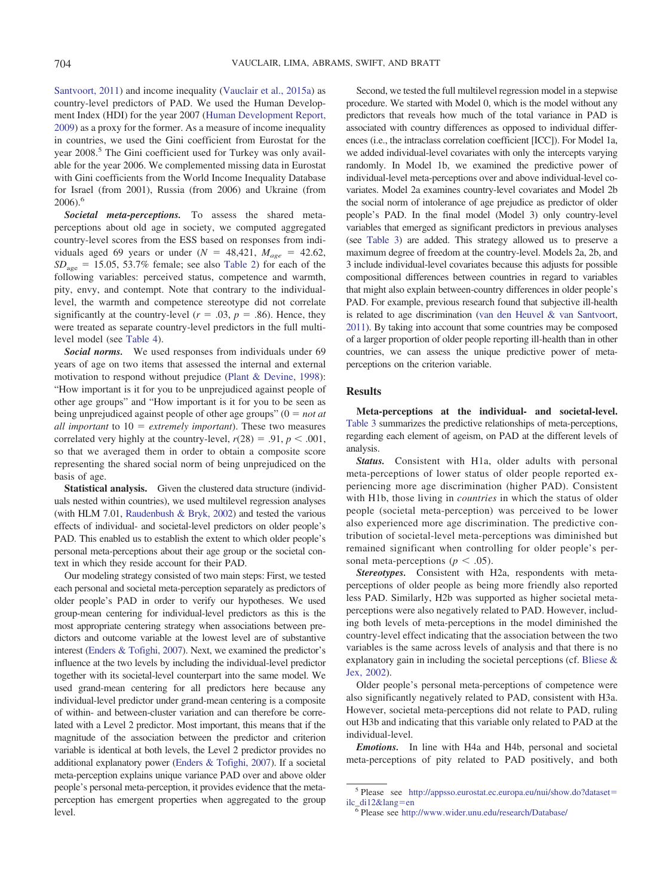Santvoort, 2011) and income inequality (Vauclair et al., 2015a) as country-level predictors of PAD. We used the Human Development Index (HDI) for the year 2007 (Human Development Report, 2009) as a proxy for the former. As a measure of income inequality in countries, we used the Gini coefficient from Eurostat for the year 2008.[5] The Gini coefficient used for Turkey was only available for the year 2006. We complemented missing data in Eurostat with Gini coefficients from the World Income Inequality Database for Israel (from 2001), Russia (from 2006) and Ukraine (from 2006).[6]

***Societal meta-perceptions.*** To assess the shared meta-perceptions about old age in society, we computed aggregated country-level scores from the ESS based on responses from individuals aged 69 years or under ($N$ = 48,421, $M_{age}$ = 42.62, $SD_{age}$ = 15.05, 53.7% female; see also Table 2) for each of the following variables: perceived status, competence and warmth, pity, envy, and contempt. Note that contrary to the individual-level, the warmth and competence stereotype did not correlate significantly at the country-level ($r$ = .03, $p$ = .86). Hence, they were treated as separate country-level predictors in the full multilevel model (see Table 4).

***Social norms.*** We used responses from individuals under 69 years of age on two items that assessed the internal and external motivation to respond without prejudice (Plant & Devine, 1998): "How important is it for you to be unprejudiced against people of other age groups" and "How important is it for you to be seen as being unprejudiced against people of other age groups" (0 = *not at all important* to 10 = *extremely important*). These two measures correlated very highly at the country-level, $r(28)$ = .91, $p$ < .001, so that we averaged them in order to obtain a composite score representing the shared social norm of being unprejudiced on the basis of age.

**Statistical analysis.** Given the clustered data structure (individuals nested within countries), we used multilevel regression analyses (with HLM 7.01, Raudenbush & Bryk, 2002) and tested the various effects of individual- and societal-level predictors on older people's PAD. This enabled us to establish the extent to which older people's personal meta-perceptions about their age group or the societal context in which they reside account for their PAD.

Our modeling strategy consisted of two main steps: First, we tested each personal and societal meta-perception separately as predictors of older people's PAD in order to verify our hypotheses. We used group-mean centering for individual-level predictors as this is the most appropriate centering strategy when associations between predictors and outcome variable at the lowest level are of substantive interest (Enders & Tofighi, 2007). Next, we examined the predictor's influence at the two levels by including the individual-level predictor together with its societal-level counterpart into the same model. We used grand-mean centering for all predictors here because any individual-level predictor under grand-mean centering is a composite of within- and between-cluster variation and can therefore be correlated with a Level 2 predictor. Most important, this means that if the magnitude of the association between the predictor and criterion variable is identical at both levels, the Level 2 predictor provides no additional explanatory power (Enders & Tofighi, 2007). If a societal meta-perception explains unique variance PAD over and above older people's personal meta-perception, it provides evidence that the meta-perception has emergent properties when aggregated to the group level.

Second, we tested the full multilevel regression model in a stepwise procedure. We started with Model 0, which is the model without any predictors that reveals how much of the total variance in PAD is associated with country differences as opposed to individual differences (i.e., the intraclass correlation coefficient [ICC]). For Model 1a, we added individual-level covariates with only the intercepts varying randomly. In Model 1b, we examined the predictive power of individual-level meta-perceptions over and above individual-level covariates. Model 2a examines country-level covariates and Model 2b the social norm of intolerance of age prejudice as predictor of older people's PAD. In the final model (Model 3) only country-level variables that emerged as significant predictors in previous analyses (see Table 3) are added. This strategy allowed us to preserve a maximum degree of freedom at the country-level. Models 2a, 2b, and 3 include individual-level covariates because this adjusts for possible compositional differences between countries in regard to variables that might also explain between-country differences in older people's PAD. For example, previous research found that subjective ill-health is related to age discrimination (van den Heuvel & van Santvoort, 2011). By taking into account that some countries may be composed of a larger proportion of older people reporting ill-health than in other countries, we can assess the unique predictive power of meta-perceptions on the criterion variable.

## Results

**Meta-perceptions at the individual- and societal-level.** Table 3 summarizes the predictive relationships of meta-perceptions, regarding each element of ageism, on PAD at the different levels of analysis.

***Status.*** Consistent with H1a, older adults with personal meta-perceptions of lower status of older people reported experiencing more age discrimination (higher PAD). Consistent with H1b, those living in *countries* in which the status of older people (societal meta-perception) was perceived to be lower also experienced more age discrimination. The predictive contribution of societal-level meta-perceptions was diminished but remained significant when controlling for older people's personal meta-perceptions ($p$ < .05).

***Stereotypes.*** Consistent with H2a, respondents with meta-perceptions of older people as being more friendly also reported less PAD. Similarly, H2b was supported as higher societal meta-perceptions were also negatively related to PAD. However, including both levels of meta-perceptions in the model diminished the country-level effect indicating that the association between the two variables is the same across levels of analysis and that there is no explanatory gain in including the societal perceptions (cf. Bliese & Jex, 2002).

Older people's personal meta-perceptions of competence were also significantly negatively related to PAD, consistent with H3a. However, societal meta-perceptions did not relate to PAD, ruling out H3b and indicating that this variable only related to PAD at the individual-level.

***Emotions.*** In line with H4a and H4b, personal and societal meta-perceptions of pity related to PAD positively, and both

[5] Please see http://appsso.eurostat.ec.europa.eu/nui/show.do?dataset=ilc_di12&lang=en

[6] Please see http://www.wider.unu.edu/research/Database/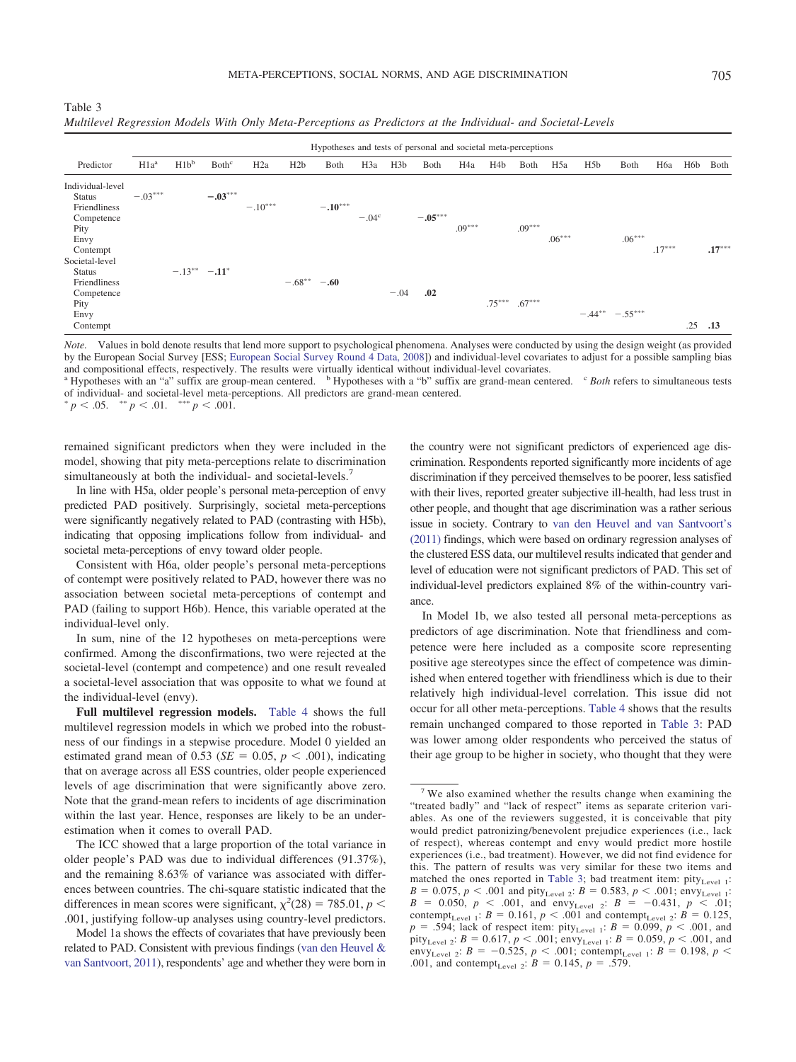Table 3
*Multilevel Regression Models With Only Meta-Perceptions as Predictors at the Individual- and Societal-Levels*

| | Hypotheses and tests of personal and societal meta-perceptions | | | | | | | | | | | | | | | | | |
|---|---|---|---|---|---|---|---|---|---|---|---|---|---|---|---|---|---|---|
| Predictor | H1a[a] | H1b[b] | Both[c] | H2a | H2b | Both | H3a | H3b | Both | H4a | H4b | Both | H5a | H5b | Both | H6a | H6b | Both |
| Individual-level | | | | | | | | | | | | | | | | | | |
| Status | −.03*** | | **−.03*** ** | | | | | | | | | | | | | | | |
| Friendliness | | | | −.10*** | | **−.10*** ** | | | | | | | | | | | | |
| Competence | | | | | | | −.04[c] | | **−.05*** ** | | | | | | | | | |
| Pity | | | | | | | | | | .09*** | | **.09*** ** | | | | | | |
| Envy | | | | | | | | | | | | | .06*** | | **.06*** ** | | | |
| Contempt | | | | | | | | | | | | | | | | .17*** | | **.17*** ** |
| Societal-level | | | | | | | | | | | | | | | | | | |
| Status | | −.13** | **−.11*** | | | | | | | | | | | | | | | |
| Friendliness | | | | | −.68** | **−.60** | | | | | | | | | | | | |
| Competence | | | | | | | | −.04 | **.02** | | | | | | | | | |
| Pity | | | | | | | | | | | .75*** | **.67*** ** | | | | | | |
| Envy | | | | | | | | | | | | | | −.44** | −.55*** | | | |
| Contempt | | | | | | | | | | | | | | | | | .25 | **.13** |

*Note.* Values in bold denote results that lend more support to psychological phenomena. Analyses were conducted by using the design weight (as provided by the European Social Survey [ESS; European Social Survey Round 4 Data, 2008]) and individual-level covariates to adjust for a possible sampling bias and compositional effects, respectively. The results were virtually identical without individual-level covariates.
[a] Hypotheses with an "a" suffix are group-mean centered. [b] Hypotheses with a "b" suffix are grand-mean centered. [c] *Both* refers to simultaneous tests of individual- and societal-level meta-perceptions. All predictors are grand-mean centered.
* $p < .05$. ** $p < .01$. *** $p < .001$.

remained significant predictors when they were included in the model, showing that pity meta-perceptions relate to discrimination simultaneously at both the individual- and societal-levels.[7]

In line with H5a, older people's personal meta-perception of envy predicted PAD positively. Surprisingly, societal meta-perceptions were significantly negatively related to PAD (contrasting with H5b), indicating that opposing implications follow from individual- and societal meta-perceptions of envy toward older people.

Consistent with H6a, older people's personal meta-perceptions of contempt were positively related to PAD, however there was no association between societal meta-perceptions of contempt and PAD (failing to support H6b). Hence, this variable operated at the individual-level only.

In sum, nine of the 12 hypotheses on meta-perceptions were confirmed. Among the disconfirmations, two were rejected at the societal-level (contempt and competence) and one result revealed a societal-level association that was opposite to what we found at the individual-level (envy).

**Full multilevel regression models.** Table 4 shows the full multilevel regression models in which we probed into the robustness of our findings in a stepwise procedure. Model 0 yielded an estimated grand mean of 0.53 ($SE = 0.05$, $p < .001$), indicating that on average across all ESS countries, older people experienced levels of age discrimination that were significantly above zero. Note that the grand-mean refers to incidents of age discrimination within the last year. Hence, responses are likely to be an underestimation when it comes to overall PAD.

The ICC showed that a large proportion of the total variance in older people's PAD was due to individual differences (91.37%), and the remaining 8.63% of variance was associated with differences between countries. The chi-square statistic indicated that the differences in mean scores were significant, $\chi^2(28) = 785.01$, $p < .001$, justifying follow-up analyses using country-level predictors.

Model 1a shows the effects of covariates that have previously been related to PAD. Consistent with previous findings (van den Heuvel & van Santvoort, 2011), respondents' age and whether they were born in the country were not significant predictors of experienced age discrimination. Respondents reported significantly more incidents of age discrimination if they perceived themselves to be poorer, less satisfied with their lives, reported greater subjective ill-health, had less trust in other people, and thought that age discrimination was a rather serious issue in society. Contrary to van den Heuvel and van Santvoort's (2011) findings, which were based on ordinary regression analyses of the clustered ESS data, our multilevel results indicated that gender and level of education were not significant predictors of PAD. This set of individual-level predictors explained 8% of the within-country variance.

In Model 1b, we also tested all personal meta-perceptions as predictors of age discrimination. Note that friendliness and competence were here included as a composite score representing positive age stereotypes since the effect of competence was diminished when entered together with friendliness which is due to their relatively high individual-level correlation. This issue did not occur for all other meta-perceptions. Table 4 shows that the results remain unchanged compared to those reported in Table 3: PAD was lower among older respondents who perceived the status of their age group to be higher in society, who thought that they were

[7] We also examined whether the results change when examining the "treated badly" and "lack of respect" items as separate criterion variables. As one of the reviewers suggested, it is conceivable that pity would predict patronizing/benevolent prejudice experiences (i.e., lack of respect), whereas contempt and envy would predict more hostile experiences (i.e., bad treatment). However, we did not find evidence for this. The pattern of results was very similar for these two items and matched the ones reported in Table 3; bad treatment item: $\text{pity}_{\text{Level 1}}$: $B = 0.075$, $p < .001$ and $\text{pity}_{\text{Level 2}}$: $B = 0.583$, $p < .001$; $\text{envy}_{\text{Level 1}}$: $B = 0.050$, $p < .001$, and $\text{envy}_{\text{Level 2}}$: $B = -0.431$, $p < .01$; $\text{contempt}_{\text{Level 1}}$: $B = 0.161$, $p < .001$ and $\text{contempt}_{\text{Level 2}}$: $B = 0.125$, $p = .594$; lack of respect item: $\text{pity}_{\text{Level 1}}$: $B = 0.099$, $p < .001$, and $\text{pity}_{\text{Level 2}}$: $B = 0.617$, $p < .001$; $\text{envy}_{\text{Level 1}}$: $B = 0.059$, $p < .001$, and $\text{envy}_{\text{Level 2}}$: $B = -0.525$, $p < .001$; $\text{contempt}_{\text{Level 1}}$: $B = 0.198$, $p < .001$, and $\text{contempt}_{\text{Level 2}}$: $B = 0.145$, $p = .579$.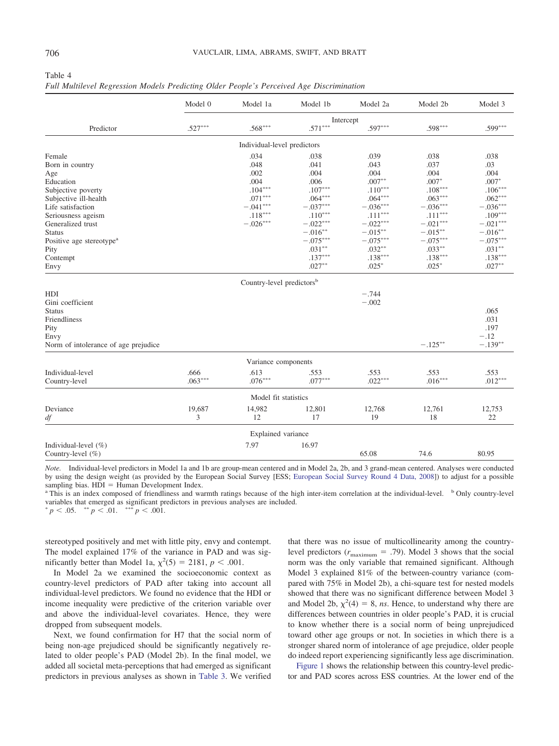Table 4
*Full Multilevel Regression Models Predicting Older People's Perceived Age Discrimination*

| Predictor | Model 0 | Model 1a | Model 1b | Model 2a | Model 2b | Model 3 |
|---|---|---|---|---|---|---|
| | | | Intercept | | | |
| | .527*** | .568*** | .571*** | .597*** | .598*** | .599*** |
| | | Individual-level predictors | | | | |
| Female | | .034 | .038 | .039 | .038 | .038 |
| Born in country | | .048 | .041 | .043 | .037 | .03 |
| Age | | .002 | .004 | .004 | .004 | .004 |
| Education | | .004 | .006 | .007** | .007* | .007* |
| Subjective poverty | | .104*** | .107*** | .110*** | .108*** | .106*** |
| Subjective ill-health | | .071*** | .064*** | .064*** | .063*** | .062*** |
| Life satisfaction | | −.041*** | −.037*** | −.036*** | −.036*** | −.036*** |
| Seriousness ageism | | .118*** | .110*** | .111*** | .111*** | .109*** |
| Generalized trust | | −.026*** | −.022*** | −.022*** | −.021*** | −.021*** |
| Status | | | −.016** | −.015** | −.015** | −.016** |
| Positive age stereotype[a] | | | −.075*** | −.075*** | −.075*** | −.075*** |
| Pity | | | .031** | .032** | .033** | .031** |
| Contempt | | | .137*** | .138*** | .138*** | .138*** |
| Envy | | | .027** | .025* | .025* | .027** |
| | | Country-level predictors[b] | | | | |
| HDI | | | | −.744 | | |
| Gini coefficient | | | | −.002 | | |
| Status | | | | | | .065 |
| Friendliness | | | | | | .031 |
| Pity | | | | | | .197 |
| Envy | | | | | | −.12 |
| Norm of intolerance of age prejudice | | | | | −.125** | −.139** |
| | | Variance components | | | | |
| Individual-level | .666 | .613 | .553 | .553 | .553 | .553 |
| Country-level | .063*** | .076*** | .077*** | .022*** | .016*** | .012*** |
| | | Model fit statistics | | | | |
| Deviance | 19,687 | 14,982 | 12,801 | 12,768 | 12,761 | 12,753 |
| *df* | 3 | 12 | 17 | 19 | 18 | 22 |
| | | Explained variance | | | | |
| Individual-level (%) | | 7.97 | 16.97 | | | |
| Country-level (%) | | | | 65.08 | 74.6 | 80.95 |

*Note.* Individual-level predictors in Model 1a and 1b are group-mean centered and in Model 2a, 2b, and 3 grand-mean centered. Analyses were conducted by using the design weight (as provided by the European Social Survey [ESS; European Social Survey Round 4 Data, 2008]) to adjust for a possible sampling bias. HDI = Human Development Index.
[a] This is an index composed of friendliness and warmth ratings because of the high inter-item correlation at the individual-level. [b] Only country-level variables that emerged as significant predictors in previous analyses are included.
* $p < .05$. ** $p < .01$. *** $p < .001$.

stereotyped positively and met with little pity, envy and contempt. The model explained 17% of the variance in PAD and was significantly better than Model 1a, $\chi^2(5) = 2181$, $p < .001$.

In Model 2a we examined the socioeconomic context as country-level predictors of PAD after taking into account all individual-level predictors. We found no evidence that the HDI or income inequality were predictive of the criterion variable over and above the individual-level covariates. Hence, they were dropped from subsequent models.

Next, we found confirmation for H7 that the social norm of being non-age prejudiced should be significantly negatively related to older people's PAD (Model 2b). In the final model, we added all societal meta-perceptions that had emerged as significant predictors in previous analyses as shown in Table 3. We verified that there was no issue of multicollinearity among the country-level predictors ($r_{maximum} = .79$). Model 3 shows that the social norm was the only variable that remained significant. Although Model 3 explained 81% of the between-country variance (compared with 75% in Model 2b), a chi-square test for nested models showed that there was no significant difference between Model 3 and Model 2b, $\chi^2(4) = 8$, *ns*. Hence, to understand why there are differences between countries in older people's PAD, it is crucial to know whether there is a social norm of being unprejudiced toward other age groups or not. In societies in which there is a stronger shared norm of intolerance of age prejudice, older people do indeed report experiencing significantly less age discrimination.

Figure 1 shows the relationship between this country-level predictor and PAD scores across ESS countries. At the lower end of the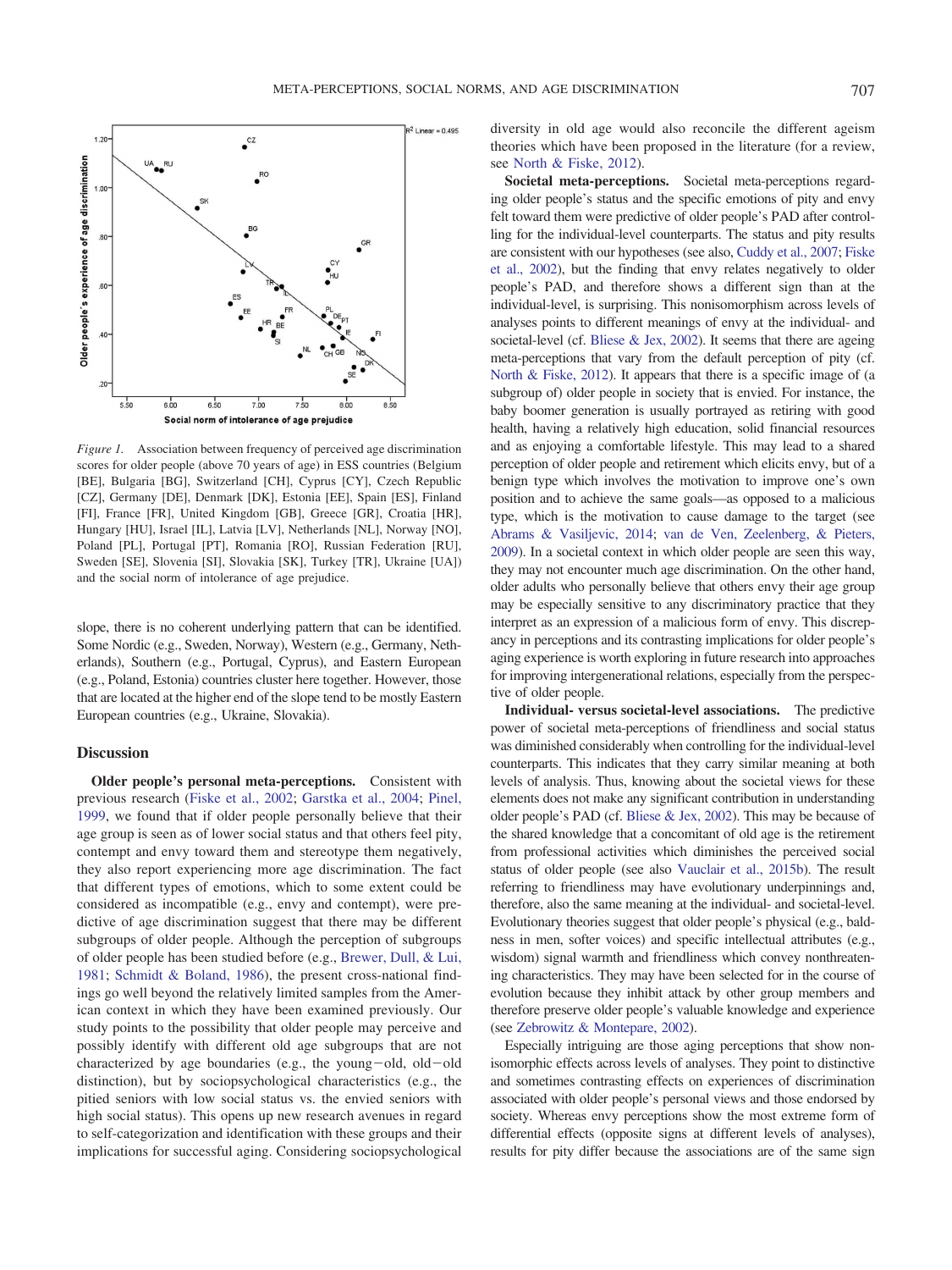*Figure 1.* Association between frequency of perceived age discrimination scores for older people (above 70 years of age) in ESS countries (Belgium [BE], Bulgaria [BG], Switzerland [CH], Cyprus [CY], Czech Republic [CZ], Germany [DE], Denmark [DK], Estonia [EE], Spain [ES], Finland [FI], France [FR], United Kingdom [GB], Greece [GR], Croatia [HR], Hungary [HU], Israel [IL], Latvia [LV], Netherlands [NL], Norway [NO], Poland [PL], Portugal [PT], Romania [RO], Russian Federation [RU], Sweden [SE], Slovenia [SI], Slovakia [SK], Turkey [TR], Ukraine [UA]) and the social norm of intolerance of age prejudice.

slope, there is no coherent underlying pattern that can be identified. Some Nordic (e.g., Sweden, Norway), Western (e.g., Germany, Netherlands), Southern (e.g., Portugal, Cyprus), and Eastern European (e.g., Poland, Estonia) countries cluster here together. However, those that are located at the higher end of the slope tend to be mostly Eastern European countries (e.g., Ukraine, Slovakia).

## Discussion

**Older people's personal meta-perceptions.** Consistent with previous research (Fiske et al., 2002; Garstka et al., 2004; Pinel, 1999, we found that if older people personally believe that their age group is seen as of lower social status and that others feel pity, contempt and envy toward them and stereotype them negatively, they also report experiencing more age discrimination. The fact that different types of emotions, which to some extent could be considered as incompatible (e.g., envy and contempt), were predictive of age discrimination suggest that there may be different subgroups of older people. Although the perception of subgroups of older people has been studied before (e.g., Brewer, Dull, & Lui, 1981; Schmidt & Boland, 1986), the present cross-national findings go well beyond the relatively limited samples from the American context in which they have been examined previously. Our study points to the possibility that older people may perceive and possibly identify with different old age subgroups that are not characterized by age boundaries (e.g., the young–old, old–old distinction), but by sociopsychological characteristics (e.g., the pitied seniors with low social status vs. the envied seniors with high social status). This opens up new research avenues in regard to self-categorization and identification with these groups and their implications for successful aging. Considering sociopsychological diversity in old age would also reconcile the different ageism theories which have been proposed in the literature (for a review, see North & Fiske, 2012).

**Societal meta-perceptions.** Societal meta-perceptions regarding older people's status and the specific emotions of pity and envy felt toward them were predictive of older people's PAD after controlling for the individual-level counterparts. The status and pity results are consistent with our hypotheses (see also, Cuddy et al., 2007; Fiske et al., 2002), but the finding that envy relates negatively to older people's PAD, and therefore shows a different sign than at the individual-level, is surprising. This nonisomorphism across levels of analyses points to different meanings of envy at the individual- and societal-level (cf. Bliese & Jex, 2002). It seems that there are ageing meta-perceptions that vary from the default perception of pity (cf. North & Fiske, 2012). It appears that there is a specific image of (a subgroup of) older people in society that is envied. For instance, the baby boomer generation is usually portrayed as retiring with good health, having a relatively high education, solid financial resources and as enjoying a comfortable lifestyle. This may lead to a shared perception of older people and retirement which elicits envy, but of a benign type which involves the motivation to improve one's own position and to achieve the same goals—as opposed to a malicious type, which is the motivation to cause damage to the target (see Abrams & Vasiljevic, 2014; van de Ven, Zeelenberg, & Pieters, 2009). In a societal context in which older people are seen this way, they may not encounter much age discrimination. On the other hand, older adults who personally believe that others envy their age group may be especially sensitive to any discriminatory practice that they interpret as an expression of a malicious form of envy. This discrepancy in perceptions and its contrasting implications for older people's aging experience is worth exploring in future research into approaches for improving intergenerational relations, especially from the perspective of older people.

**Individual- versus societal-level associations.** The predictive power of societal meta-perceptions of friendliness and social status was diminished considerably when controlling for the individual-level counterparts. This indicates that they carry similar meaning at both levels of analysis. Thus, knowing about the societal views for these elements does not make any significant contribution in understanding older people's PAD (cf. Bliese & Jex, 2002). This may be because of the shared knowledge that a concomitant of old age is the retirement from professional activities which diminishes the perceived social status of older people (see also Vauclair et al., 2015b). The result referring to friendliness may have evolutionary underpinnings and, therefore, also the same meaning at the individual- and societal-level. Evolutionary theories suggest that older people's physical (e.g., baldness in men, softer voices) and specific intellectual attributes (e.g., wisdom) signal warmth and friendliness which convey nonthreatening characteristics. They may have been selected for in the course of evolution because they inhibit attack by other group members and therefore preserve older people's valuable knowledge and experience (see Zebrowitz & Montepare, 2002).

Especially intriguing are those aging perceptions that show non-isomorphic effects across levels of analyses. They point to distinctive and sometimes contrasting effects on experiences of discrimination associated with older people's personal views and those endorsed by society. Whereas envy perceptions show the most extreme form of differential effects (opposite signs at different levels of analyses), results for pity differ because the associations are of the same sign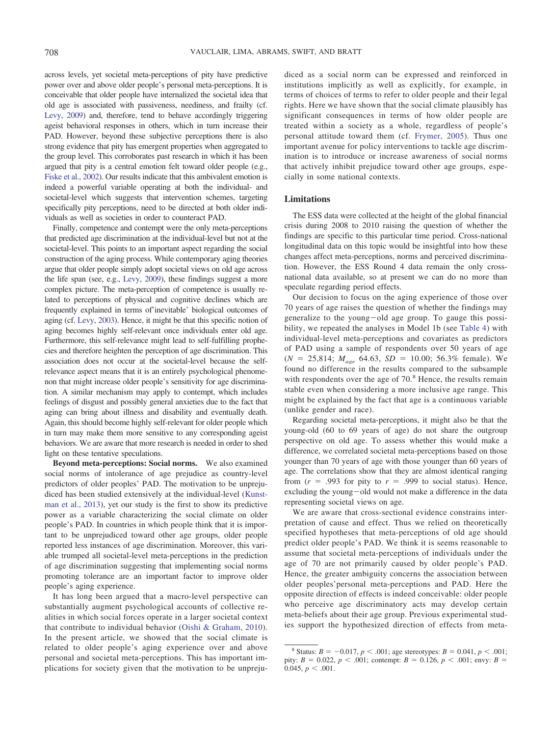across levels, yet societal meta-perceptions of pity have predictive power over and above older people's personal meta-perceptions. It is conceivable that older people have internalized the societal idea that old age is associated with passiveness, neediness, and frailty (cf. Levy, 2009) and, therefore, tend to behave accordingly triggering ageist behavioral responses in others, which in turn increase their PAD. However, beyond these subjective perceptions there is also strong evidence that pity has emergent properties when aggregated to the group level. This corroborates past research in which it has been argued that pity is a central emotion felt toward older people (e.g., Fiske et al., 2002). Our results indicate that this ambivalent emotion is indeed a powerful variable operating at both the individual- and societal-level which suggests that intervention schemes, targeting specifically pity perceptions, need to be directed at both older individuals as well as societies in order to counteract PAD.

Finally, competence and contempt were the only meta-perceptions that predicted age discrimination at the individual-level but not at the societal-level. This points to an important aspect regarding the social construction of the aging process. While contemporary aging theories argue that older people simply adopt societal views on old age across the life span (see, e.g., Levy, 2009), these findings suggest a more complex picture. The meta-perception of competence is usually related to perceptions of physical and cognitive declines which are frequently explained in terms of'inevitable' biological outcomes of aging (cf. Levy, 2003). Hence, it might be that this specific notion of aging becomes highly self-relevant once individuals enter old age. Furthermore, this self-relevance might lead to self-fulfilling prophecies and therefore heighten the perception of age discrimination. This association does not occur at the societal-level because the self-relevance aspect means that it is an entirely psychological phenomenon that might increase older people's sensitivity for age discrimination. A similar mechanism may apply to contempt, which includes feelings of disgust and possibly general anxieties due to the fact that aging can bring about illness and disability and eventually death. Again, this should become highly self-relevant for older people which in turn may make them more sensitive to any corresponding ageist behaviors. We are aware that more research is needed in order to shed light on these tentative speculations.

**Beyond meta-perceptions: Social norms.** We also examined social norms of intolerance of age prejudice as country-level predictors of older peoples' PAD. The motivation to be unprejudiced has been studied extensively at the individual-level (Kunstman et al., 2013), yet our study is the first to show its predictive power as a variable characterizing the social climate on older people's PAD. In countries in which people think that it is important to be unprejudiced toward other age groups, older people reported less instances of age discrimination. Moreover, this variable trumped all societal-level meta-perceptions in the prediction of age discrimination suggesting that implementing social norms promoting tolerance are an important factor to improve older people's aging experience.

It has long been argued that a macro-level perspective can substantially augment psychological accounts of collective realities in which social forces operate in a larger societal context that contribute to individual behavior (Oishi & Graham, 2010). In the present article, we showed that the social climate is related to older people's aging experience over and above personal and societal meta-perceptions. This has important implications for society given that the motivation to be unprejudiced as a social norm can be expressed and reinforced in institutions implicitly as well as explicitly, for example, in terms of choices of terms to refer to older people and their legal rights. Here we have shown that the social climate plausibly has significant consequences in terms of how older people are treated within a society as a whole, regardless of people's personal attitude toward them (cf. Frymer, 2005). Thus one important avenue for policy interventions to tackle age discrimination is to introduce or increase awareness of social norms that actively inhibit prejudice toward other age groups, especially in some national contexts.

## Limitations

The ESS data were collected at the height of the global financial crisis during 2008 to 2010 raising the question of whether the findings are specific to this particular time period. Cross-national longitudinal data on this topic would be insightful into how these changes affect meta-perceptions, norms and perceived discrimination. However, the ESS Round 4 data remain the only cross-national data available, so at present we can do no more than speculate regarding period effects.

Our decision to focus on the aging experience of those over 70 years of age raises the question of whether the findings may generalize to the young−old age group. To gauge this possibility, we repeated the analyses in Model 1b (see Table 4) with individual-level meta-perceptions and covariates as predictors of PAD using a sample of respondents over 50 years of age ($N$ = 25,814; $M_{age}$ 64.63, $SD$ = 10.00; 56.3% female). We found no difference in the results compared to the subsample with respondents over the age of 70.[8] Hence, the results remain stable even when considering a more inclusive age range. This might be explained by the fact that age is a continuous variable (unlike gender and race).

Regarding societal meta-perceptions, it might also be that the young-old (60 to 69 years of age) do not share the outgroup perspective on old age. To assess whether this would make a difference, we correlated societal meta-perceptions based on those younger than 70 years of age with those younger than 60 years of age. The correlations show that they are almost identical ranging from ($r$ = .993 for pity to $r$ = .999 to social status). Hence, excluding the young−old would not make a difference in the data representing societal views on age.

We are aware that cross-sectional evidence constrains interpretation of cause and effect. Thus we relied on theoretically specified hypotheses that meta-perceptions of old age should predict older people's PAD. We think it is seems reasonable to assume that societal meta-perceptions of individuals under the age of 70 are not primarily caused by older people's PAD. Hence, the greater ambiguity concerns the association between older peoples'personal meta-perceptions and PAD. Here the opposite direction of effects is indeed conceivable: older people who perceive age discriminatory acts may develop certain meta-beliefs about their age group. Previous experimental studies support the hypothesized direction of effects from meta-

[8] Status: $B = -0.017$, $p < .001$; age stereotypes: $B = 0.041$, $p < .001$; pity: $B = 0.022$, $p < .001$; contempt: $B = 0.126$, $p < .001$; envy: $B = 0.045$, $p < .001$.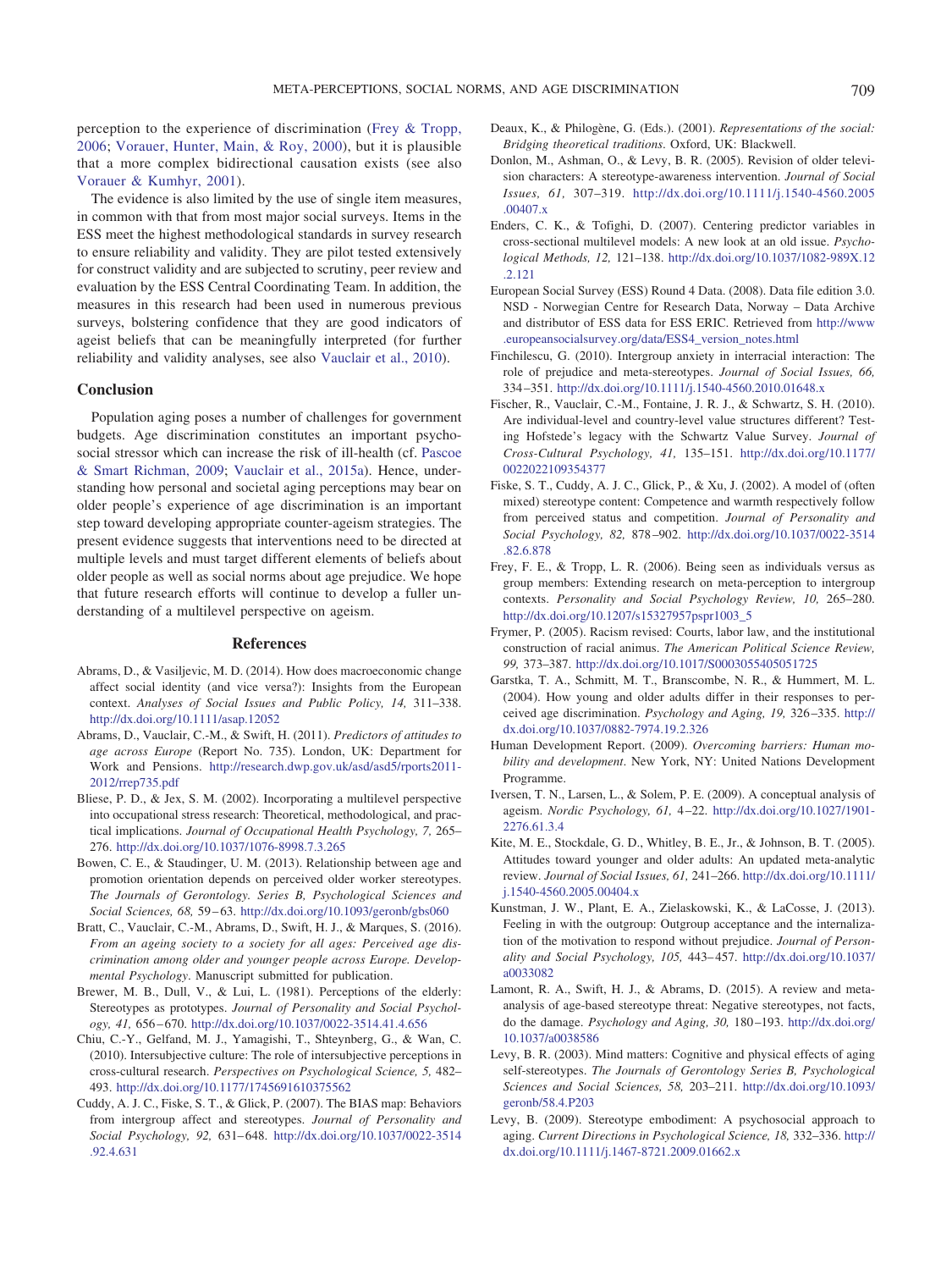perception to the experience of discrimination (Frey & Tropp, 2006; Vorauer, Hunter, Main, & Roy, 2000), but it is plausible that a more complex bidirectional causation exists (see also Vorauer & Kumhyr, 2001).

The evidence is also limited by the use of single item measures, in common with that from most major social surveys. Items in the ESS meet the highest methodological standards in survey research to ensure reliability and validity. They are pilot tested extensively for construct validity and are subjected to scrutiny, peer review and evaluation by the ESS Central Coordinating Team. In addition, the measures in this research had been used in numerous previous surveys, bolstering confidence that they are good indicators of ageist beliefs that can be meaningfully interpreted (for further reliability and validity analyses, see also Vauclair et al., 2010).

## Conclusion

Population aging poses a number of challenges for government budgets. Age discrimination constitutes an important psychosocial stressor which can increase the risk of ill-health (cf. Pascoe & Smart Richman, 2009; Vauclair et al., 2015a). Hence, understanding how personal and societal aging perceptions may bear on older people's experience of age discrimination is an important step toward developing appropriate counter-ageism strategies. The present evidence suggests that interventions need to be directed at multiple levels and must target different elements of beliefs about older people as well as social norms about age prejudice. We hope that future research efforts will continue to develop a fuller understanding of a multilevel perspective on ageism.

## References

Abrams, D., & Vasiljevic, M. D. (2014). How does macroeconomic change affect social identity (and vice versa?): Insights from the European context. *Analyses of Social Issues and Public Policy, 14,* 311–338. http://dx.doi.org/10.1111/asap.12052

Abrams, D., Vauclair, C.-M., & Swift, H. (2011). *Predictors of attitudes to age across Europe* (Report No. 735). London, UK: Department for Work and Pensions. http://research.dwp.gov.uk/asd/asd5/rports2011-2012/rrep735.pdf

Bliese, P. D., & Jex, S. M. (2002). Incorporating a multilevel perspective into occupational stress research: Theoretical, methodological, and practical implications. *Journal of Occupational Health Psychology, 7,* 265–276. http://dx.doi.org/10.1037/1076-8998.7.3.265

Bowen, C. E., & Staudinger, U. M. (2013). Relationship between age and promotion orientation depends on perceived older worker stereotypes. *The Journals of Gerontology. Series B, Psychological Sciences and Social Sciences, 68,* 59–63. http://dx.doi.org/10.1093/geronb/gbs060

Bratt, C., Vauclair, C.-M., Abrams, D., Swift, H. J., & Marques, S. (2016). *From an ageing society to a society for all ages: Perceived age discrimination among older and younger people across Europe. Developmental Psychology*. Manuscript submitted for publication.

Brewer, M. B., Dull, V., & Lui, L. (1981). Perceptions of the elderly: Stereotypes as prototypes. *Journal of Personality and Social Psychology, 41,* 656–670. http://dx.doi.org/10.1037/0022-3514.41.4.656

Chiu, C.-Y., Gelfand, M. J., Yamagishi, T., Shteynberg, G., & Wan, C. (2010). Intersubjective culture: The role of intersubjective perceptions in cross-cultural research. *Perspectives on Psychological Science, 5,* 482–493. http://dx.doi.org/10.1177/1745691610375562

Cuddy, A. J. C., Fiske, S. T., & Glick, P. (2007). The BIAS map: Behaviors from intergroup affect and stereotypes. *Journal of Personality and Social Psychology, 92,* 631–648. http://dx.doi.org/10.1037/0022-3514.92.4.631

Deaux, K., & Philogène, G. (Eds.). (2001). *Representations of the social: Bridging theoretical traditions*. Oxford, UK: Blackwell.

Donlon, M., Ashman, O., & Levy, B. R. (2005). Revision of older television characters: A stereotype-awareness intervention. *Journal of Social Issues, 61,* 307–319. http://dx.doi.org/10.1111/j.1540-4560.2005.00407.x

Enders, C. K., & Tofighi, D. (2007). Centering predictor variables in cross-sectional multilevel models: A new look at an old issue. *Psychological Methods, 12,* 121–138. http://dx.doi.org/10.1037/1082-989X.12.2.121

European Social Survey (ESS) Round 4 Data. (2008). Data file edition 3.0. NSD - Norwegian Centre for Research Data, Norway – Data Archive and distributor of ESS data for ESS ERIC. Retrieved from http://www.europeansocialsurvey.org/data/ESS4_version_notes.html

Finchilescu, G. (2010). Intergroup anxiety in interracial interaction: The role of prejudice and meta-stereotypes. *Journal of Social Issues, 66,* 334–351. http://dx.doi.org/10.1111/j.1540-4560.2010.01648.x

Fischer, R., Vauclair, C.-M., Fontaine, J. R. J., & Schwartz, S. H. (2010). Are individual-level and country-level value structures different? Testing Hofstede's legacy with the Schwartz Value Survey. *Journal of Cross-Cultural Psychology, 41,* 135–151. http://dx.doi.org/10.1177/0022022109354377

Fiske, S. T., Cuddy, A. J. C., Glick, P., & Xu, J. (2002). A model of (often mixed) stereotype content: Competence and warmth respectively follow from perceived status and competition. *Journal of Personality and Social Psychology, 82,* 878–902. http://dx.doi.org/10.1037/0022-3514.82.6.878

Frey, F. E., & Tropp, L. R. (2006). Being seen as individuals versus as group members: Extending research on meta-perception to intergroup contexts. *Personality and Social Psychology Review, 10,* 265–280. http://dx.doi.org/10.1207/s15327957pspr1003_5

Frymer, P. (2005). Racism revised: Courts, labor law, and the institutional construction of racial animus. *The American Political Science Review, 99,* 373–387. http://dx.doi.org/10.1017/S0003055405051725

Garstka, T. A., Schmitt, M. T., Branscombe, N. R., & Hummert, M. L. (2004). How young and older adults differ in their responses to perceived age discrimination. *Psychology and Aging, 19,* 326–335. http://dx.doi.org/10.1037/0882-7974.19.2.326

Human Development Report. (2009). *Overcoming barriers: Human mobility and development*. New York, NY: United Nations Development Programme.

Iversen, T. N., Larsen, L., & Solem, P. E. (2009). A conceptual analysis of ageism. *Nordic Psychology, 61,* 4–22. http://dx.doi.org/10.1027/1901-2276.61.3.4

Kite, M. E., Stockdale, G. D., Whitley, B. E., Jr., & Johnson, B. T. (2005). Attitudes toward younger and older adults: An updated meta-analytic review. *Journal of Social Issues, 61,* 241–266. http://dx.doi.org/10.1111/j.1540-4560.2005.00404.x

Kunstman, J. W., Plant, E. A., Zielaskowski, K., & LaCosse, J. (2013). Feeling in with the outgroup: Outgroup acceptance and the internalization of the motivation to respond without prejudice. *Journal of Personality and Social Psychology, 105,* 443–457. http://dx.doi.org/10.1037/a0033082

Lamont, R. A., Swift, H. J., & Abrams, D. (2015). A review and meta-analysis of age-based stereotype threat: Negative stereotypes, not facts, do the damage. *Psychology and Aging, 30,* 180–193. http://dx.doi.org/10.1037/a0038586

Levy, B. R. (2003). Mind matters: Cognitive and physical effects of aging self-stereotypes. *The Journals of Gerontology Series B, Psychological Sciences and Social Sciences, 58,* 203–211. http://dx.doi.org/10.1093/geronb/58.4.P203

Levy, B. (2009). Stereotype embodiment: A psychosocial approach to aging. *Current Directions in Psychological Science, 18,* 332–336. http://dx.doi.org/10.1111/j.1467-8721.2009.01662.x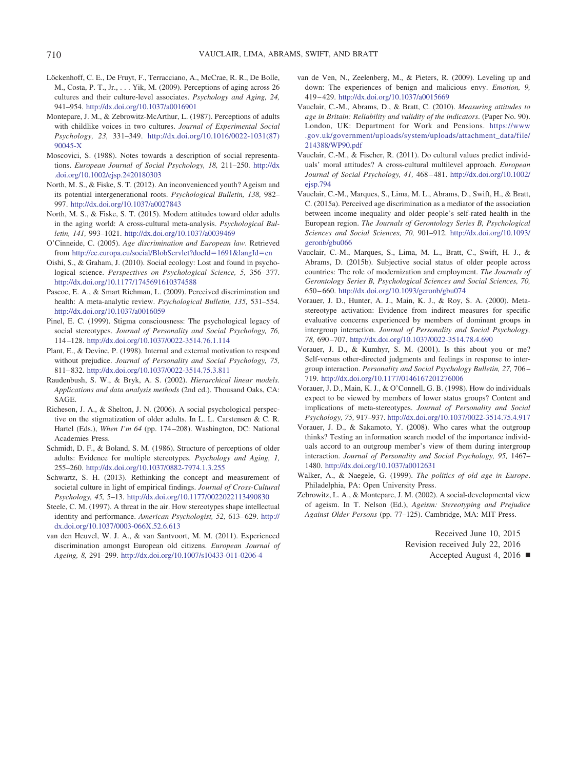Löckenhoff, C. E., De Fruyt, F., Terracciano, A., McCrae, R. R., De Bolle, M., Costa, P. T., Jr., . . . Yik, M. (2009). Perceptions of aging across 26 cultures and their culture-level associates. *Psychology and Aging, 24,* 941–954. http://dx.doi.org/10.1037/a0016901

Montepare, J. M., & Zebrowitz-McArthur, L. (1987). Perceptions of adults with childlike voices in two cultures. *Journal of Experimental Social Psychology, 23,* 331–349. http://dx.doi.org/10.1016/0022-1031(87)90045-X

Moscovici, S. (1988). Notes towards a description of social representations. *European Journal of Social Psychology, 18,* 211–250. http://dx.doi.org/10.1002/ejsp.2420180303

North, M. S., & Fiske, S. T. (2012). An inconvenienced youth? Ageism and its potential intergenerational roots. *Psychological Bulletin, 138,* 982–997. http://dx.doi.org/10.1037/a0027843

North, M. S., & Fiske, S. T. (2015). Modern attitudes toward older adults in the aging world: A cross-cultural meta-analysis. *Psychological Bulletin, 141,* 993–1021. http://dx.doi.org/10.1037/a0039469

O'Cinneide, C. (2005). *Age discrimination and European law*. Retrieved from http://ec.europa.eu/social/BlobServlet?docId=1691&langId=en

Oishi, S., & Graham, J. (2010). Social ecology: Lost and found in psychological science. *Perspectives on Psychological Science, 5,* 356–377. http://dx.doi.org/10.1177/1745691610374588

Pascoe, E. A., & Smart Richman, L. (2009). Perceived discrimination and health: A meta-analytic review. *Psychological Bulletin, 135,* 531–554. http://dx.doi.org/10.1037/a0016059

Pinel, E. C. (1999). Stigma consciousness: The psychological legacy of social stereotypes. *Journal of Personality and Social Psychology, 76,* 114–128. http://dx.doi.org/10.1037/0022-3514.76.1.114

Plant, E., & Devine, P. (1998). Internal and external motivation to respond without prejudice. *Journal of Personality and Social Psychology, 75,* 811–832. http://dx.doi.org/10.1037/0022-3514.75.3.811

Raudenbush, S. W., & Bryk, A. S. (2002). *Hierarchical linear models. Applications and data analysis methods* (2nd ed.). Thousand Oaks, CA: SAGE.

Richeson, J. A., & Shelton, J. N. (2006). A social psychological perspective on the stigmatization of older adults. In L. L. Carstensen & C. R. Hartel (Eds.), *When I'm 64* (pp. 174–208). Washington, DC: National Academies Press.

Schmidt, D. F., & Boland, S. M. (1986). Structure of perceptions of older adults: Evidence for multiple stereotypes. *Psychology and Aging, 1,* 255–260. http://dx.doi.org/10.1037/0882-7974.1.3.255

Schwartz, S. H. (2013). Rethinking the concept and measurement of societal culture in light of empirical findings. *Journal of Cross-Cultural Psychology, 45,* 5–13. http://dx.doi.org/10.1177/0022022113490830

Steele, C. M. (1997). A threat in the air. How stereotypes shape intellectual identity and performance. *American Psychologist, 52,* 613–629. http://dx.doi.org/10.1037/0003-066X.52.6.613

van den Heuvel, W. J. A., & van Santvoort, M. M. (2011). Experienced discrimination amongst European old citizens. *European Journal of Ageing, 8,* 291–299. http://dx.doi.org/10.1007/s10433-011-0206-4

van de Ven, N., Zeelenberg, M., & Pieters, R. (2009). Leveling up and down: The experiences of benign and malicious envy. *Emotion, 9,* 419–429. http://dx.doi.org/10.1037/a0015669

Vauclair, C.-M., Abrams, D., & Bratt, C. (2010). *Measuring attitudes to age in Britain: Reliability and validity of the indicators*. (Paper No. 90). London, UK: Department for Work and Pensions. https://www.gov.uk/government/uploads/system/uploads/attachment_data/file/214388/WP90.pdf

Vauclair, C.-M., & Fischer, R. (2011). Do cultural values predict individuals' moral attitudes? A cross-cultural multilevel approach. *European Journal of Social Psychology, 41,* 468–481. http://dx.doi.org/10.1002/ejsp.794

Vauclair, C.-M., Marques, S., Lima, M. L., Abrams, D., Swift, H., & Bratt, C. (2015a). Perceived age discrimination as a mediator of the association between income inequality and older people's self-rated health in the European region. *The Journals of Gerontology Series B, Psychological Sciences and Social Sciences, 70,* 901–912. http://dx.doi.org/10.1093/geronb/gbu066

Vauclair, C.-M., Marques, S., Lima, M. L., Bratt, C., Swift, H. J., & Abrams, D. (2015b). Subjective social status of older people across countries: The role of modernization and employment. *The Journals of Gerontology Series B, Psychological Sciences and Social Sciences, 70,* 650–660. http://dx.doi.org/10.1093/geronb/gbu074

Vorauer, J. D., Hunter, A. J., Main, K. J., & Roy, S. A. (2000). Meta-stereotype activation: Evidence from indirect measures for specific evaluative concerns experienced by members of dominant groups in intergroup interaction. *Journal of Personality and Social Psychology, 78,* 690–707. http://dx.doi.org/10.1037/0022-3514.78.4.690

Vorauer, J. D., & Kumhyr, S. M. (2001). Is this about you or me? Self-versus other-directed judgments and feelings in response to intergroup interaction. *Personality and Social Psychology Bulletin, 27,* 706–719. http://dx.doi.org/10.1177/0146167201276006

Vorauer, J. D., Main, K. J., & O'Connell, G. B. (1998). How do individuals expect to be viewed by members of lower status groups? Content and implications of meta-stereotypes. *Journal of Personality and Social Psychology, 75,* 917–937. http://dx.doi.org/10.1037/0022-3514.75.4.917

Vorauer, J. D., & Sakamoto, Y. (2008). Who cares what the outgroup thinks? Testing an information search model of the importance individuals accord to an outgroup member's view of them during intergroup interaction. *Journal of Personality and Social Psychology, 95,* 1467–1480. http://dx.doi.org/10.1037/a0012631

Walker, A., & Naegele, G. (1999). *The politics of old age in Europe*. Philadelphia, PA: Open University Press.

Zebrowitz, L. A., & Montepare, J. M. (2002). A social-developmental view of ageism. In T. Nelson (Ed.), *Ageism: Stereotyping and Prejudice Against Older Persons* (pp. 77–125). Cambridge, MA: MIT Press.

Received June 10, 2015
Revision received July 22, 2016
Accepted August 4, 2016 ■